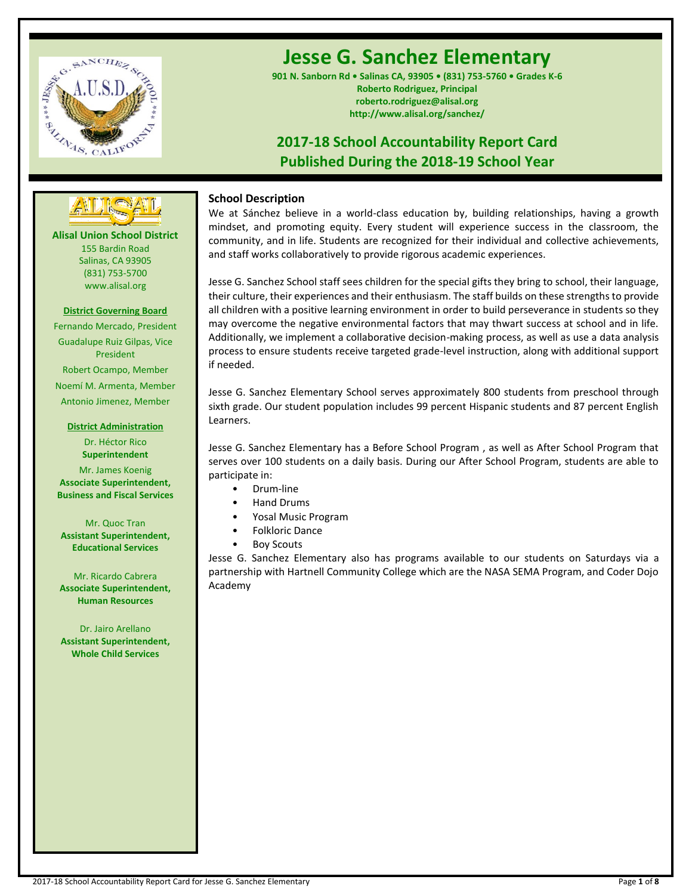# Jesse G. Sanchez Elementary

**901 N. Sanborn Rd • Salinas CA, 93905 • (831) 753-5760 • Grades K-6**
**Roberto Rodriguez, Principal**
**roberto.rodriguez@alisal.org**
**http://www.alisal.org/sanchez/**

## 2017-18 School Accountability Report Card
## Published During the 2018-19 School Year

**Alisal Union School District**
155 Bardin Road
Salinas, CA 93905
(831) 753-5700
www.alisal.org

**District Governing Board**

Fernando Mercado, President
Guadalupe Ruiz Gilpas, Vice President
Robert Ocampo, Member
Noemí M. Armenta, Member
Antonio Jimenez, Member

**District Administration**

Dr. Héctor Rico
**Superintendent**

Mr. James Koenig
**Associate Superintendent, Business and Fiscal Services**

Mr. Quoc Tran
**Assistant Superintendent, Educational Services**

Mr. Ricardo Cabrera
**Associate Superintendent, Human Resources**

Dr. Jairo Arellano
**Assistant Superintendent, Whole Child Services**

### School Description

We at Sánchez believe in a world-class education by, building relationships, having a growth mindset, and promoting equity. Every student will experience success in the classroom, the community, and in life. Students are recognized for their individual and collective achievements, and staff works collaboratively to provide rigorous academic experiences.

Jesse G. Sanchez School staff sees children for the special gifts they bring to school, their language, their culture, their experiences and their enthusiasm. The staff builds on these strengths to provide all children with a positive learning environment in order to build perseverance in students so they may overcome the negative environmental factors that may thwart success at school and in life. Additionally, we implement a collaborative decision-making process, as well as use a data analysis process to ensure students receive targeted grade-level instruction, along with additional support if needed.

Jesse G. Sanchez Elementary School serves approximately 800 students from preschool through sixth grade. Our student population includes 99 percent Hispanic students and 87 percent English Learners.

Jesse G. Sanchez Elementary has a Before School Program , as well as After School Program that serves over 100 students on a daily basis. During our After School Program, students are able to participate in:

- Drum-line
- Hand Drums
- Yosal Music Program
- Folkloric Dance
- Boy Scouts

Jesse G. Sanchez Elementary also has programs available to our students on Saturdays via a partnership with Hartnell Community College which are the NASA SEMA Program, and Coder Dojo Academy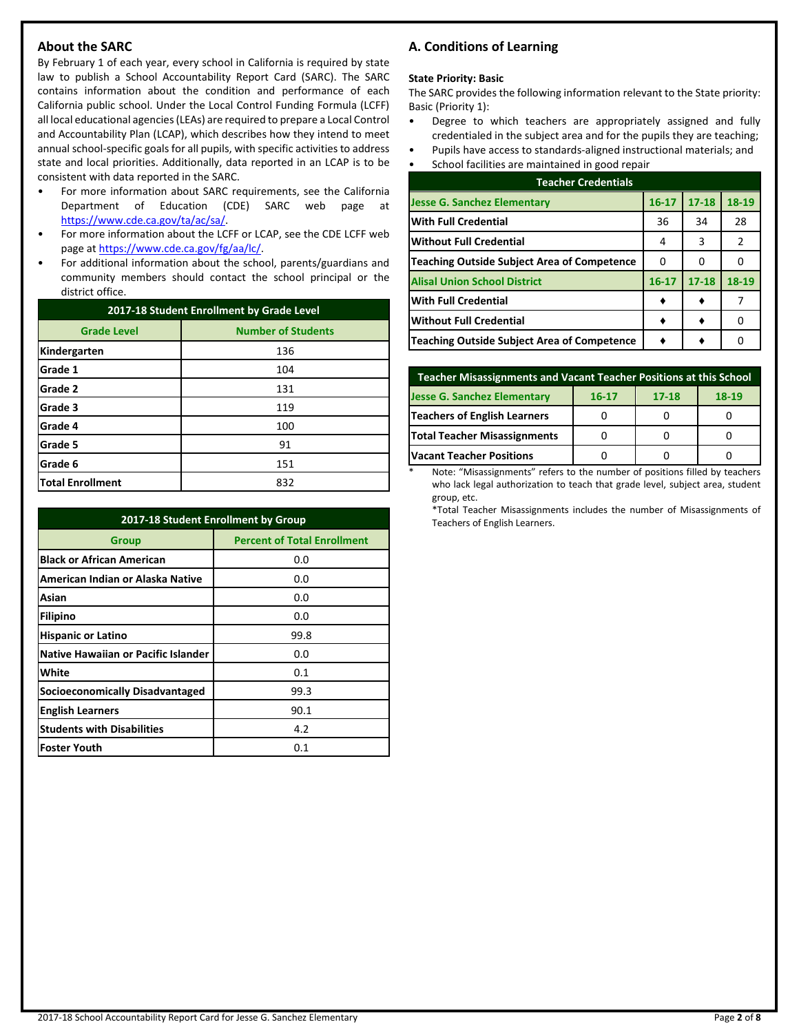## About the SARC

By February 1 of each year, every school in California is required by state law to publish a School Accountability Report Card (SARC). The SARC contains information about the condition and performance of each California public school. Under the Local Control Funding Formula (LCFF) all local educational agencies (LEAs) are required to prepare a Local Control and Accountability Plan (LCAP), which describes how they intend to meet annual school-specific goals for all pupils, with specific activities to address state and local priorities. Additionally, data reported in an LCAP is to be consistent with data reported in the SARC.

- For more information about SARC requirements, see the California Department of Education (CDE) SARC web page at https://www.cde.ca.gov/ta/ac/sa/.
- For more information about the LCFF or LCAP, see the CDE LCFF web page at https://www.cde.ca.gov/fg/aa/lc/.
- For additional information about the school, parents/guardians and community members should contact the school principal or the district office.

| 2017-18 Student Enrollment by Grade Level | |
|---|---|
| **Grade Level** | **Number of Students** |
| **Kindergarten** | 136 |
| **Grade 1** | 104 |
| **Grade 2** | 131 |
| **Grade 3** | 119 |
| **Grade 4** | 100 |
| **Grade 5** | 91 |
| **Grade 6** | 151 |
| **Total Enrollment** | 832 |

| 2017-18 Student Enrollment by Group | |
|---|---|
| **Group** | **Percent of Total Enrollment** |
| **Black or African American** | 0.0 |
| **American Indian or Alaska Native** | 0.0 |
| **Asian** | 0.0 |
| **Filipino** | 0.0 |
| **Hispanic or Latino** | 99.8 |
| **Native Hawaiian or Pacific Islander** | 0.0 |
| **White** | 0.1 |
| **Socioeconomically Disadvantaged** | 99.3 |
| **English Learners** | 90.1 |
| **Students with Disabilities** | 4.2 |
| **Foster Youth** | 0.1 |

## A. Conditions of Learning

**State Priority: Basic**

The SARC provides the following information relevant to the State priority: Basic (Priority 1):

- Degree to which teachers are appropriately assigned and fully credentialed in the subject area and for the pupils they are teaching;
- Pupils have access to standards-aligned instructional materials; and
- School facilities are maintained in good repair

| Teacher Credentials | | | |
|---|---|---|---|
| **Jesse G. Sanchez Elementary** | **16-17** | **17-18** | **18-19** |
| **With Full Credential** | 36 | 34 | 28 |
| **Without Full Credential** | 4 | 3 | 2 |
| **Teaching Outside Subject Area of Competence** | 0 | 0 | 0 |
| **Alisal Union School District** | **16-17** | **17-18** | **18-19** |
| **With Full Credential** | ♦ | ♦ | 7 |
| **Without Full Credential** | ♦ | ♦ | 0 |
| **Teaching Outside Subject Area of Competence** | ♦ | ♦ | 0 |

| Teacher Misassignments and Vacant Teacher Positions at this School | | | |
|---|---|---|---|
| **Jesse G. Sanchez Elementary** | **16-17** | **17-18** | **18-19** |
| **Teachers of English Learners** | 0 | 0 | 0 |
| **Total Teacher Misassignments** | 0 | 0 | 0 |
| **Vacant Teacher Positions** | 0 | 0 | 0 |

\* Note: "Misassignments" refers to the number of positions filled by teachers who lack legal authorization to teach that grade level, subject area, student group, etc.

*Total Teacher Misassignments includes the number of Misassignments of Teachers of English Learners.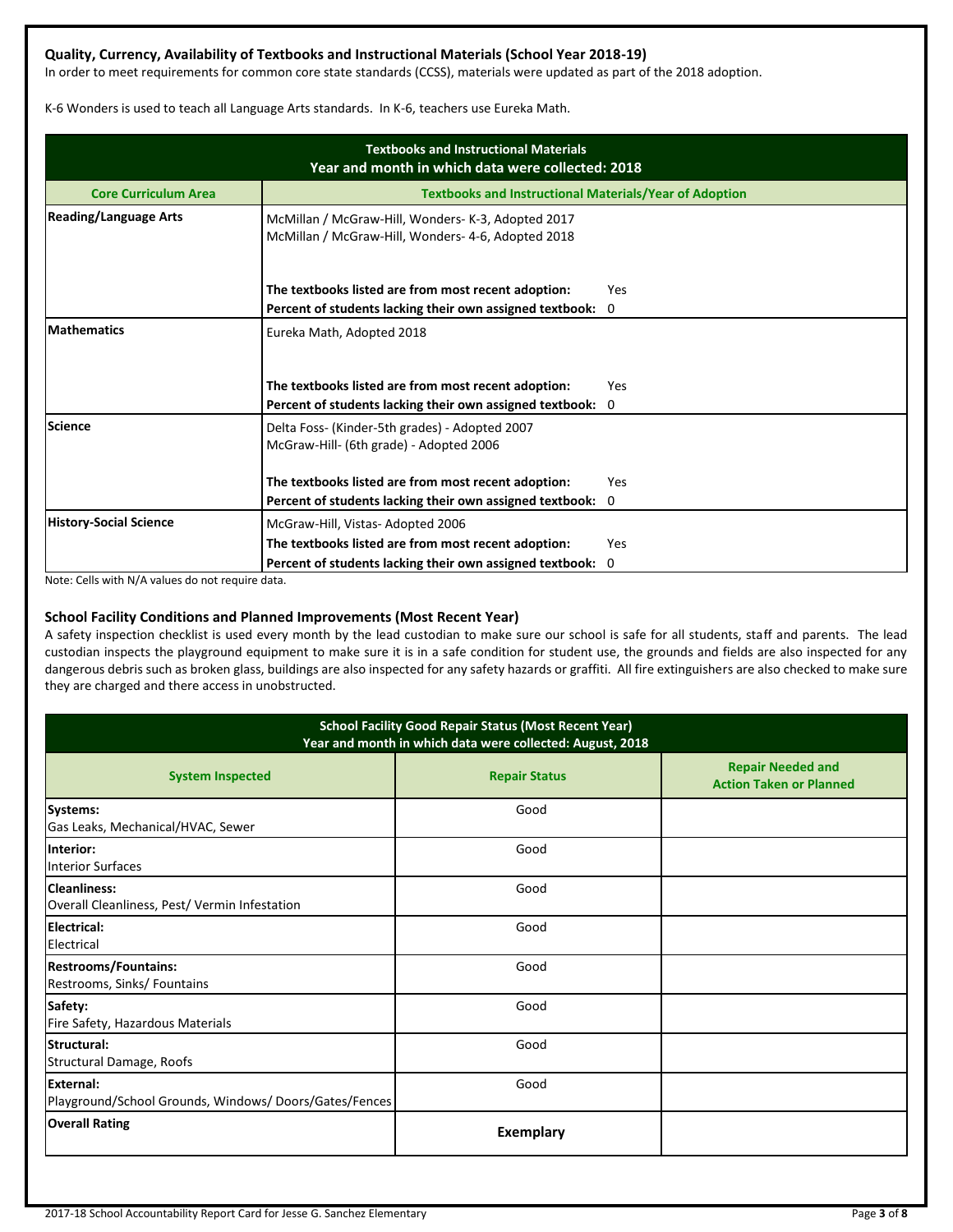## Quality, Currency, Availability of Textbooks and Instructional Materials (School Year 2018-19)

In order to meet requirements for common core state standards (CCSS), materials were updated as part of the 2018 adoption.

K-6 Wonders is used to teach all Language Arts standards. In K-6, teachers use Eureka Math.

| Textbooks and Instructional Materials<br>Year and month in which data were collected: 2018 | |
|---|---|
| **Core Curriculum Area** | **Textbooks and Instructional Materials/Year of Adoption** |
| **Reading/Language Arts** | McMillan / McGraw-Hill, Wonders- K-3, Adopted 2017<br>McMillan / McGraw-Hill, Wonders- 4-6, Adopted 2018<br><br>**The textbooks listed are from most recent adoption:** Yes<br>**Percent of students lacking their own assigned textbook:** 0 |
| **Mathematics** | Eureka Math, Adopted 2018<br><br>**The textbooks listed are from most recent adoption:** Yes<br>**Percent of students lacking their own assigned textbook:** 0 |
| **Science** | Delta Foss- (Kinder-5th grades) - Adopted 2007<br>McGraw-Hill- (6th grade) - Adopted 2006<br><br>**The textbooks listed are from most recent adoption:** Yes<br>**Percent of students lacking their own assigned textbook:** 0 |
| **History-Social Science** | McGraw-Hill, Vistas- Adopted 2006<br>**The textbooks listed are from most recent adoption:** Yes<br>**Percent of students lacking their own assigned textbook:** 0 |

Note: Cells with N/A values do not require data.

## School Facility Conditions and Planned Improvements (Most Recent Year)

A safety inspection checklist is used every month by the lead custodian to make sure our school is safe for all students, staff and parents. The lead custodian inspects the playground equipment to make sure it is in a safe condition for student use, the grounds and fields are also inspected for any dangerous debris such as broken glass, buildings are also inspected for any safety hazards or graffiti. All fire extinguishers are also checked to make sure they are charged and there access in unobstructed.

| School Facility Good Repair Status (Most Recent Year)<br>Year and month in which data were collected: August, 2018 | | |
|---|---|---|
| **System Inspected** | **Repair Status** | **Repair Needed and Action Taken or Planned** |
| **Systems:**<br>Gas Leaks, Mechanical/HVAC, Sewer | Good | |
| **Interior:**<br>Interior Surfaces | Good | |
| **Cleanliness:**<br>Overall Cleanliness, Pest/ Vermin Infestation | Good | |
| **Electrical:**<br>Electrical | Good | |
| **Restrooms/Fountains:**<br>Restrooms, Sinks/ Fountains | Good | |
| **Safety:**<br>Fire Safety, Hazardous Materials | Good | |
| **Structural:**<br>Structural Damage, Roofs | Good | |
| **External:**<br>Playground/School Grounds, Windows/ Doors/Gates/Fences | Good | |
| **Overall Rating** | **Exemplary** | |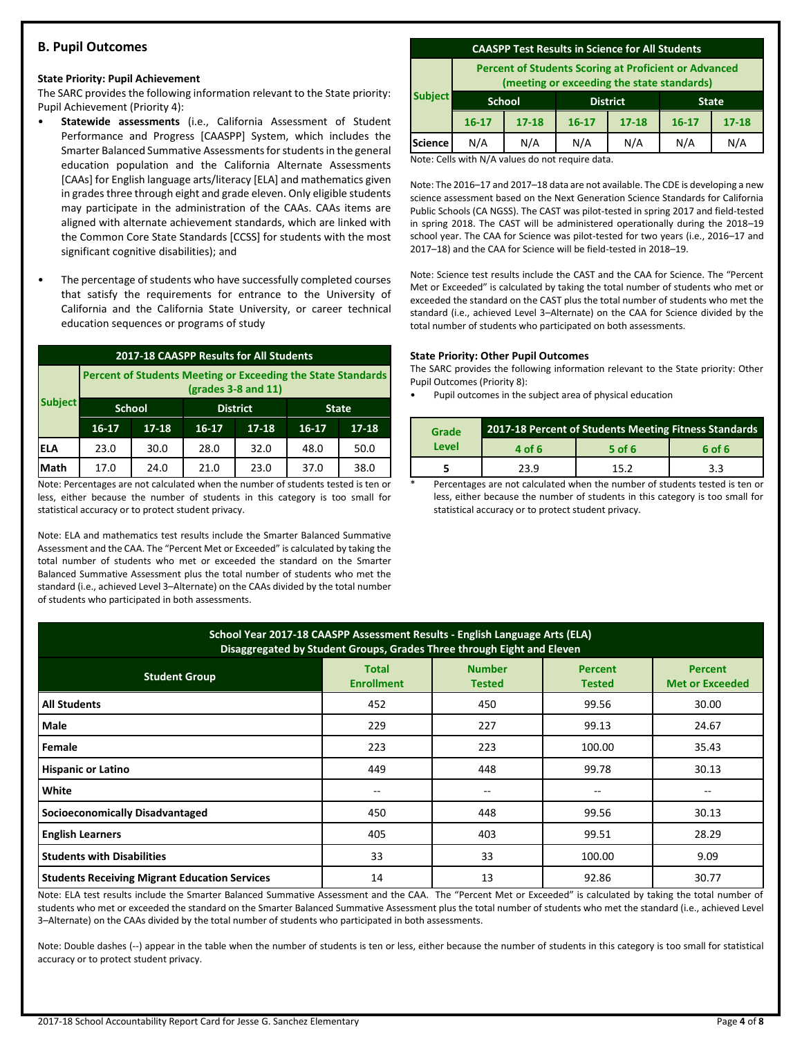## B. Pupil Outcomes

**State Priority: Pupil Achievement**

The SARC provides the following information relevant to the State priority: Pupil Achievement (Priority 4):

- **Statewide assessments** (i.e., California Assessment of Student Performance and Progress [CAASPP] System, which includes the Smarter Balanced Summative Assessments for students in the general education population and the California Alternate Assessments [CAAs] for English language arts/literacy [ELA] and mathematics given in grades three through eight and grade eleven. Only eligible students may participate in the administration of the CAAs. CAAs items are aligned with alternate achievement standards, which are linked with the Common Core State Standards [CCSS] for students with the most significant cognitive disabilities); and
- The percentage of students who have successfully completed courses that satisfy the requirements for entrance to the University of California and the California State University, or career technical education sequences or programs of study

| 2017-18 CAASPP Results for All Students | | | | | | |
|---|---|---|---|---|---|---|
| Subject | Percent of Students Meeting or Exceeding the State Standards (grades 3-8 and 11) | | | | | |
| | School | | District | | State | |
| | 16-17 | 17-18 | 16-17 | 17-18 | 16-17 | 17-18 |
| ELA | 23.0 | 30.0 | 28.0 | 32.0 | 48.0 | 50.0 |
| Math | 17.0 | 24.0 | 21.0 | 23.0 | 37.0 | 38.0 |

Note: Percentages are not calculated when the number of students tested is ten or less, either because the number of students in this category is too small for statistical accuracy or to protect student privacy.

Note: ELA and mathematics test results include the Smarter Balanced Summative Assessment and the CAA. The "Percent Met or Exceeded" is calculated by taking the total number of students who met or exceeded the standard on the Smarter Balanced Summative Assessment plus the total number of students who met the standard (i.e., achieved Level 3–Alternate) on the CAAs divided by the total number of students who participated in both assessments.

| CAASPP Test Results in Science for All Students | | | | | | |
|---|---|---|---|---|---|---|
| Subject | Percent of Students Scoring at Proficient or Advanced (meeting or exceeding the state standards) | | | | | |
| | School | | District | | State | |
| | 16-17 | 17-18 | 16-17 | 17-18 | 16-17 | 17-18 |
| Science | N/A | N/A | N/A | N/A | N/A | N/A |

Note: Cells with N/A values do not require data.

Note: The 2016–17 and 2017–18 data are not available. The CDE is developing a new science assessment based on the Next Generation Science Standards for California Public Schools (CA NGSS). The CAST was pilot-tested in spring 2017 and field-tested in spring 2018. The CAST will be administered operationally during the 2018–19 school year. The CAA for Science was pilot-tested for two years (i.e., 2016–17 and 2017–18) and the CAA for Science will be field-tested in 2018–19.

Note: Science test results include the CAST and the CAA for Science. The "Percent Met or Exceeded" is calculated by taking the total number of students who met or exceeded the standard on the CAST plus the total number of students who met the standard (i.e., achieved Level 3–Alternate) on the CAA for Science divided by the total number of students who participated on both assessments.

**State Priority: Other Pupil Outcomes**

The SARC provides the following information relevant to the State priority: Other Pupil Outcomes (Priority 8):

- Pupil outcomes in the subject area of physical education

| Grade Level | 2017-18 Percent of Students Meeting Fitness Standards | | |
|---|---|---|---|
| | 4 of 6 | 5 of 6 | 6 of 6 |
| 5 | 23.9 | 15.2 | 3.3 |

\* Percentages are not calculated when the number of students tested is ten or less, either because the number of students in this category is too small for statistical accuracy or to protect student privacy.

| School Year 2017-18 CAASPP Assessment Results - English Language Arts (ELA) Disaggregated by Student Groups, Grades Three through Eight and Eleven | | | | |
|---|---|---|---|---|
| Student Group | Total Enrollment | Number Tested | Percent Tested | Percent Met or Exceeded |
| All Students | 452 | 450 | 99.56 | 30.00 |
| Male | 229 | 227 | 99.13 | 24.67 |
| Female | 223 | 223 | 100.00 | 35.43 |
| Hispanic or Latino | 449 | 448 | 99.78 | 30.13 |
| White | -- | -- | -- | -- |
| Socioeconomically Disadvantaged | 450 | 448 | 99.56 | 30.13 |
| English Learners | 405 | 403 | 99.51 | 28.29 |
| Students with Disabilities | 33 | 33 | 100.00 | 9.09 |
| Students Receiving Migrant Education Services | 14 | 13 | 92.86 | 30.77 |

Note: ELA test results include the Smarter Balanced Summative Assessment and the CAA. The "Percent Met or Exceeded" is calculated by taking the total number of students who met or exceeded the standard on the Smarter Balanced Summative Assessment plus the total number of students who met the standard (i.e., achieved Level 3–Alternate) on the CAAs divided by the total number of students who participated in both assessments.

Note: Double dashes (--) appear in the table when the number of students is ten or less, either because the number of students in this category is too small for statistical accuracy or to protect student privacy.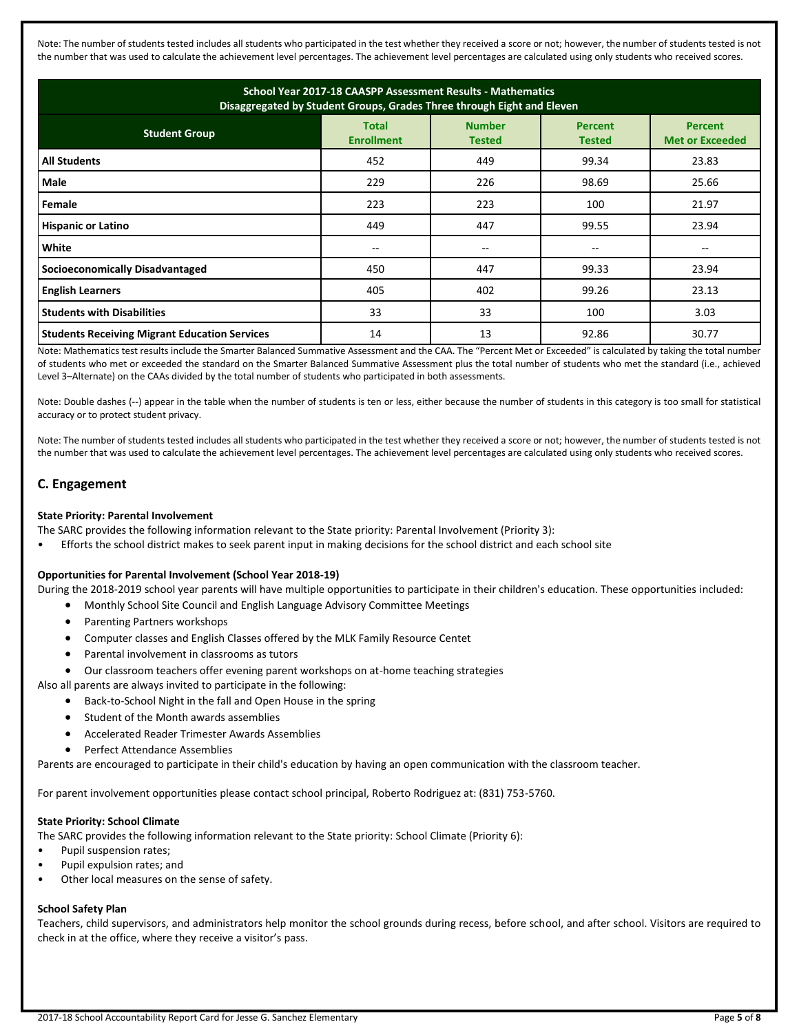Note: The number of students tested includes all students who participated in the test whether they received a score or not; however, the number of students tested is not the number that was used to calculate the achievement level percentages. The achievement level percentages are calculated using only students who received scores.

| School Year 2017-18 CAASPP Assessment Results - Mathematics<br>Disaggregated by Student Groups, Grades Three through Eight and Eleven | | | | |
|---|---|---|---|---|
| **Student Group** | **Total Enrollment** | **Number Tested** | **Percent Tested** | **Percent Met or Exceeded** |
| **All Students** | 452 | 449 | 99.34 | 23.83 |
| **Male** | 229 | 226 | 98.69 | 25.66 |
| **Female** | 223 | 223 | 100 | 21.97 |
| **Hispanic or Latino** | 449 | 447 | 99.55 | 23.94 |
| **White** | -- | -- | -- | -- |
| **Socioeconomically Disadvantaged** | 450 | 447 | 99.33 | 23.94 |
| **English Learners** | 405 | 402 | 99.26 | 23.13 |
| **Students with Disabilities** | 33 | 33 | 100 | 3.03 |
| **Students Receiving Migrant Education Services** | 14 | 13 | 92.86 | 30.77 |

Note: Mathematics test results include the Smarter Balanced Summative Assessment and the CAA. The "Percent Met or Exceeded" is calculated by taking the total number of students who met or exceeded the standard on the Smarter Balanced Summative Assessment plus the total number of students who met the standard (i.e., achieved Level 3–Alternate) on the CAAs divided by the total number of students who participated in both assessments.

Note: Double dashes (--) appear in the table when the number of students is ten or less, either because the number of students in this category is too small for statistical accuracy or to protect student privacy.

Note: The number of students tested includes all students who participated in the test whether they received a score or not; however, the number of students tested is not the number that was used to calculate the achievement level percentages. The achievement level percentages are calculated using only students who received scores.

## C. Engagement

#### State Priority: Parental Involvement

The SARC provides the following information relevant to the State priority: Parental Involvement (Priority 3):

- Efforts the school district makes to seek parent input in making decisions for the school district and each school site

#### Opportunities for Parental Involvement (School Year 2018-19)

During the 2018-2019 school year parents will have multiple opportunities to participate in their children's education. These opportunities included:

- Monthly School Site Council and English Language Advisory Committee Meetings
- Parenting Partners workshops
- Computer classes and English Classes offered by the MLK Family Resource Centet
- Parental involvement in classrooms as tutors
- Our classroom teachers offer evening parent workshops on at-home teaching strategies

Also all parents are always invited to participate in the following:

- Back-to-School Night in the fall and Open House in the spring
- Student of the Month awards assemblies
- Accelerated Reader Trimester Awards Assemblies
- Perfect Attendance Assemblies

Parents are encouraged to participate in their child's education by having an open communication with the classroom teacher.

For parent involvement opportunities please contact school principal, Roberto Rodriguez at: (831) 753-5760.

#### State Priority: School Climate

The SARC provides the following information relevant to the State priority: School Climate (Priority 6):

- Pupil suspension rates;
- Pupil expulsion rates; and
- Other local measures on the sense of safety.

#### School Safety Plan

Teachers, child supervisors, and administrators help monitor the school grounds during recess, before school, and after school. Visitors are required to check in at the office, where they receive a visitor's pass.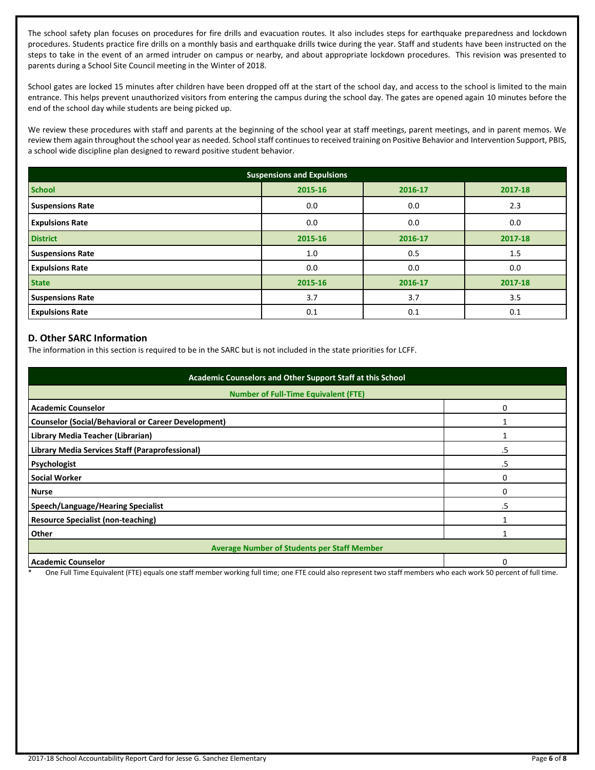The school safety plan focuses on procedures for fire drills and evacuation routes. It also includes steps for earthquake preparedness and lockdown procedures. Students practice fire drills on a monthly basis and earthquake drills twice during the year. Staff and students have been instructed on the steps to take in the event of an armed intruder on campus or nearby, and about appropriate lockdown procedures. This revision was presented to parents during a School Site Council meeting in the Winter of 2018.

School gates are locked 15 minutes after children have been dropped off at the start of the school day, and access to the school is limited to the main entrance. This helps prevent unauthorized visitors from entering the campus during the school day. The gates are opened again 10 minutes before the end of the school day while students are being picked up.

We review these procedures with staff and parents at the beginning of the school year at staff meetings, parent meetings, and in parent memos. We review them again throughout the school year as needed. School staff continues to received training on Positive Behavior and Intervention Support, PBIS, a school wide discipline plan designed to reward positive student behavior.

| Suspensions and Expulsions | | | |
|---|---|---|---|
| **School** | **2015-16** | **2016-17** | **2017-18** |
| **Suspensions Rate** | 0.0 | 0.0 | 2.3 |
| **Expulsions Rate** | 0.0 | 0.0 | 0.0 |
| **District** | **2015-16** | **2016-17** | **2017-18** |
| **Suspensions Rate** | 1.0 | 0.5 | 1.5 |
| **Expulsions Rate** | 0.0 | 0.0 | 0.0 |
| **State** | **2015-16** | **2016-17** | **2017-18** |
| **Suspensions Rate** | 3.7 | 3.7 | 3.5 |
| **Expulsions Rate** | 0.1 | 0.1 | 0.1 |

## D. Other SARC Information

The information in this section is required to be in the SARC but is not included in the state priorities for LCFF.

| Academic Counselors and Other Support Staff at this School | |
|---|---|
| **Number of Full-Time Equivalent (FTE)** | |
| **Academic Counselor** | 0 |
| **Counselor (Social/Behavioral or Career Development)** | 1 |
| **Library Media Teacher (Librarian)** | 1 |
| **Library Media Services Staff (Paraprofessional)** | .5 |
| **Psychologist** | .5 |
| **Social Worker** | 0 |
| **Nurse** | 0 |
| **Speech/Language/Hearing Specialist** | .5 |
| **Resource Specialist (non-teaching)** | 1 |
| **Other** | 1 |
| **Average Number of Students per Staff Member** | |
| **Academic Counselor** | 0 |

\* One Full Time Equivalent (FTE) equals one staff member working full time; one FTE could also represent two staff members who each work 50 percent of full time.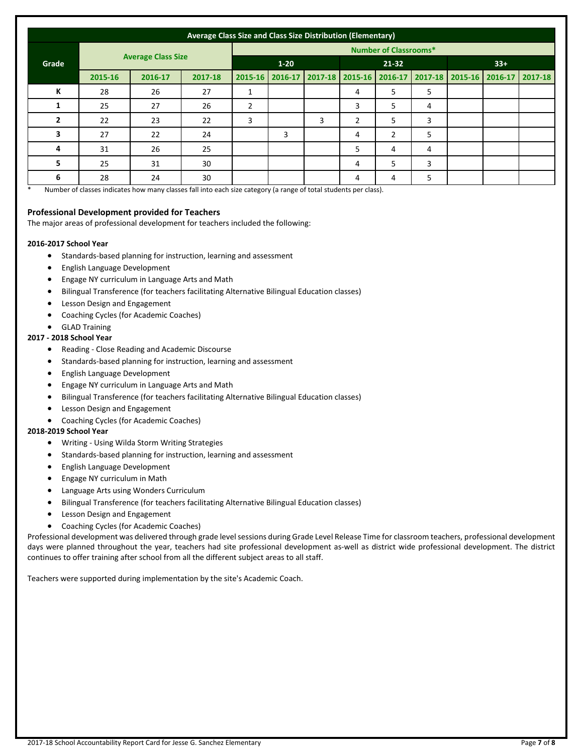| Average Class Size and Class Size Distribution (Elementary) | | | | | | | | | | | | |
|---|---|---|---|---|---|---|---|---|---|---|---|---|
| Grade | Average Class Size | | | Number of Classrooms* | | | | | | | | |
| | | | | 1-20 | | | 21-32 | | | 33+ | | |
| | 2015-16 | 2016-17 | 2017-18 | 2015-16 | 2016-17 | 2017-18 | 2015-16 | 2016-17 | 2017-18 | 2015-16 | 2016-17 | 2017-18 |
| K | 28 | 26 | 27 | 1 | | | 4 | 5 | 5 | | | |
| 1 | 25 | 27 | 26 | 2 | | | 3 | 5 | 4 | | | |
| 2 | 22 | 23 | 22 | 3 | | 3 | 2 | 5 | 3 | | | |
| 3 | 27 | 22 | 24 | | 3 | | 4 | 2 | 5 | | | |
| 4 | 31 | 26 | 25 | | | | 5 | 4 | 4 | | | |
| 5 | 25 | 31 | 30 | | | | 4 | 5 | 3 | | | |
| 6 | 28 | 24 | 30 | | | | 4 | 4 | 5 | | | |

\* Number of classes indicates how many classes fall into each size category (a range of total students per class).

### Professional Development provided for Teachers

The major areas of professional development for teachers included the following:

**2016-2017 School Year**

- Standards-based planning for instruction, learning and assessment
- English Language Development
- Engage NY curriculum in Language Arts and Math
- Bilingual Transference (for teachers facilitating Alternative Bilingual Education classes)
- Lesson Design and Engagement
- Coaching Cycles (for Academic Coaches)
- GLAD Training

**2017 - 2018 School Year**

- Reading - Close Reading and Academic Discourse
- Standards-based planning for instruction, learning and assessment
- English Language Development
- Engage NY curriculum in Language Arts and Math
- Bilingual Transference (for teachers facilitating Alternative Bilingual Education classes)
- Lesson Design and Engagement
- Coaching Cycles (for Academic Coaches)

**2018-2019 School Year**

- Writing - Using Wilda Storm Writing Strategies
- Standards-based planning for instruction, learning and assessment
- English Language Development
- Engage NY curriculum in Math
- Language Arts using Wonders Curriculum
- Bilingual Transference (for teachers facilitating Alternative Bilingual Education classes)
- Lesson Design and Engagement
- Coaching Cycles (for Academic Coaches)

Professional development was delivered through grade level sessions during Grade Level Release Time for classroom teachers, professional development days were planned throughout the year, teachers had site professional development as-well as district wide professional development. The district continues to offer training after school from all the different subject areas to all staff.

Teachers were supported during implementation by the site's Academic Coach.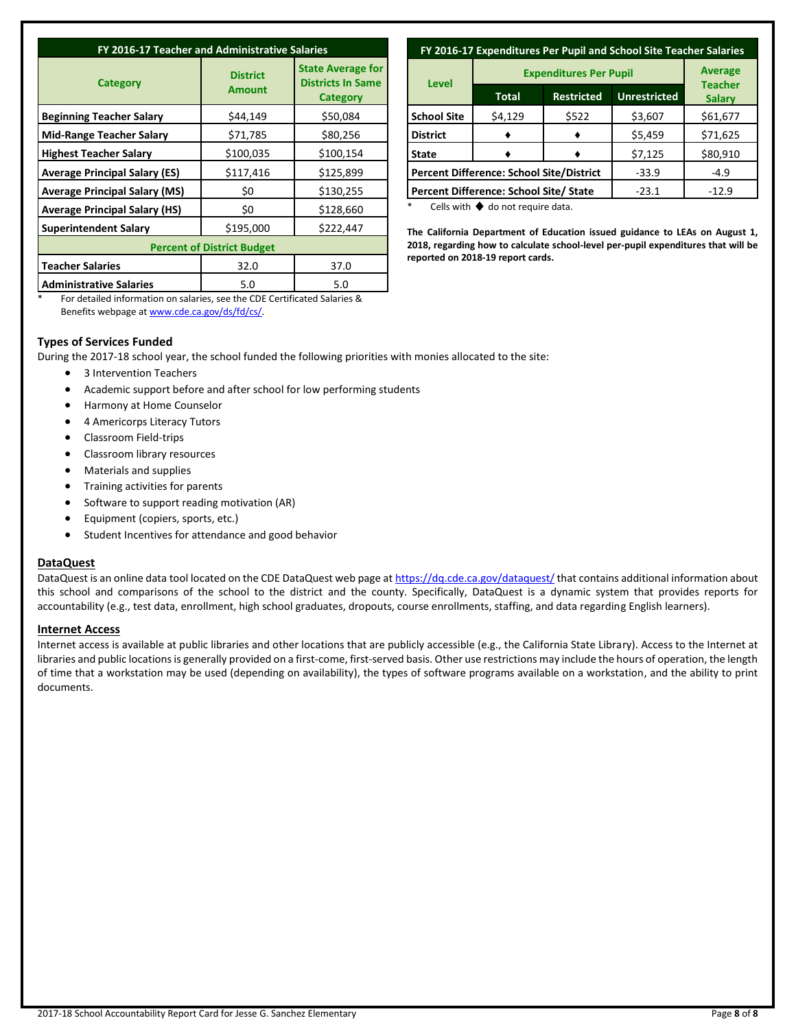| FY 2016-17 Teacher and Administrative Salaries | | |
|---|---|---|
| **Category** | **District Amount** | **State Average for Districts In Same Category** |
| Beginning Teacher Salary | $44,149 | $50,084 |
| Mid-Range Teacher Salary | $71,785 | $80,256 |
| Highest Teacher Salary | $100,035 | $100,154 |
| Average Principal Salary (ES) | $117,416 | $125,899 |
| Average Principal Salary (MS) | $0 | $130,255 |
| Average Principal Salary (HS) | $0 | $128,660 |
| Superintendent Salary | $195,000 | $222,447 |
| **Percent of District Budget** | | |
| Teacher Salaries | 32.0 | 37.0 |
| Administrative Salaries | 5.0 | 5.0 |

* For detailed information on salaries, see the CDE Certificated Salaries & Benefits webpage at www.cde.ca.gov/ds/fd/cs/.

| FY 2016-17 Expenditures Per Pupil and School Site Teacher Salaries | | | | |
|---|---|---|---|---|
| **Level** | **Expenditures Per Pupil** | | | **Average Teacher Salary** |
| | **Total** | **Restricted** | **Unrestricted** | |
| School Site | $4,129 | $522 | $3,607 | $61,677 |
| District | ♦ | ♦ | $5,459 | $71,625 |
| State | ♦ | ♦ | $7,125 | $80,910 |
| Percent Difference: School Site/District | | | -33.9 | -4.9 |
| Percent Difference: School Site/ State | | | -23.1 | -12.9 |

* Cells with ◆ do not require data.

**The California Department of Education issued guidance to LEAs on August 1, 2018, regarding how to calculate school-level per-pupil expenditures that will be reported on 2018-19 report cards.**

## Types of Services Funded

During the 2017-18 school year, the school funded the following priorities with monies allocated to the site:

- 3 Intervention Teachers
- Academic support before and after school for low performing students
- Harmony at Home Counselor
- 4 Americorps Literacy Tutors
- Classroom Field-trips
- Classroom library resources
- Materials and supplies
- Training activities for parents
- Software to support reading motivation (AR)
- Equipment (copiers, sports, etc.)
- Student Incentives for attendance and good behavior

## DataQuest

DataQuest is an online data tool located on the CDE DataQuest web page at https://dq.cde.ca.gov/dataquest/ that contains additional information about this school and comparisons of the school to the district and the county. Specifically, DataQuest is a dynamic system that provides reports for accountability (e.g., test data, enrollment, high school graduates, dropouts, course enrollments, staffing, and data regarding English learners).

## Internet Access

Internet access is available at public libraries and other locations that are publicly accessible (e.g., the California State Library). Access to the Internet at libraries and public locations is generally provided on a first-come, first-served basis. Other use restrictions may include the hours of operation, the length of time that a workstation may be used (depending on availability), the types of software programs available on a workstation, and the ability to print documents.